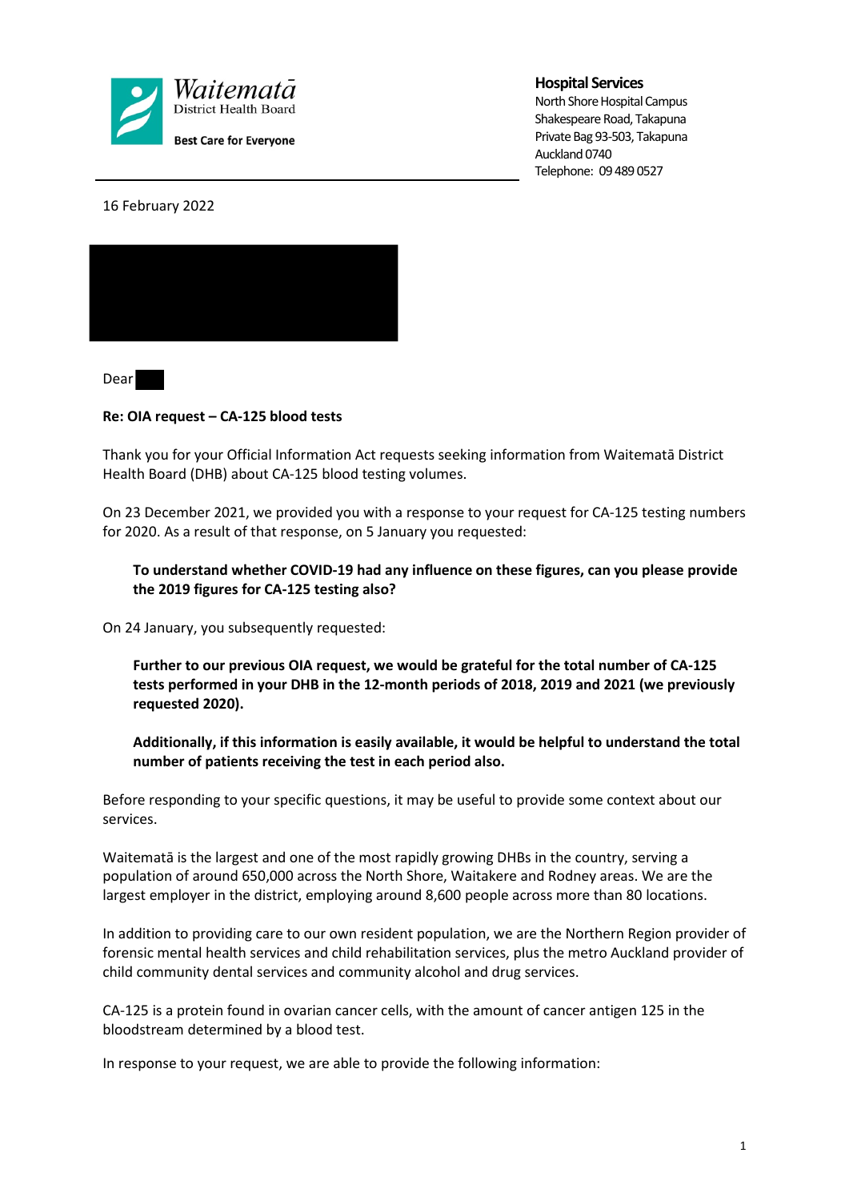Waitematā District Health Board

**Best Care for Everyone**

**Hospital Services**
North Shore Hospital Campus
Shakespeare Road, Takapuna
Private Bag 93-503, Takapuna
Auckland 0740
Telephone: 09 489 0527

16 February 2022

Dear

**Re: OIA request – CA-125 blood tests**

Thank you for your Official Information Act requests seeking information from Waitematā District Health Board (DHB) about CA-125 blood testing volumes.

On 23 December 2021, we provided you with a response to your request for CA-125 testing numbers for 2020. As a result of that response, on 5 January you requested:

> **To understand whether COVID-19 had any influence on these figures, can you please provide the 2019 figures for CA-125 testing also?**

On 24 January, you subsequently requested:

> **Further to our previous OIA request, we would be grateful for the total number of CA-125 tests performed in your DHB in the 12-month periods of 2018, 2019 and 2021 (we previously requested 2020).**
>
> **Additionally, if this information is easily available, it would be helpful to understand the total number of patients receiving the test in each period also.**

Before responding to your specific questions, it may be useful to provide some context about our services.

Waitematā is the largest and one of the most rapidly growing DHBs in the country, serving a population of around 650,000 across the North Shore, Waitakere and Rodney areas. We are the largest employer in the district, employing around 8,600 people across more than 80 locations.

In addition to providing care to our own resident population, we are the Northern Region provider of forensic mental health services and child rehabilitation services, plus the metro Auckland provider of child community dental services and community alcohol and drug services.

CA-125 is a protein found in ovarian cancer cells, with the amount of cancer antigen 125 in the bloodstream determined by a blood test.

In response to your request, we are able to provide the following information: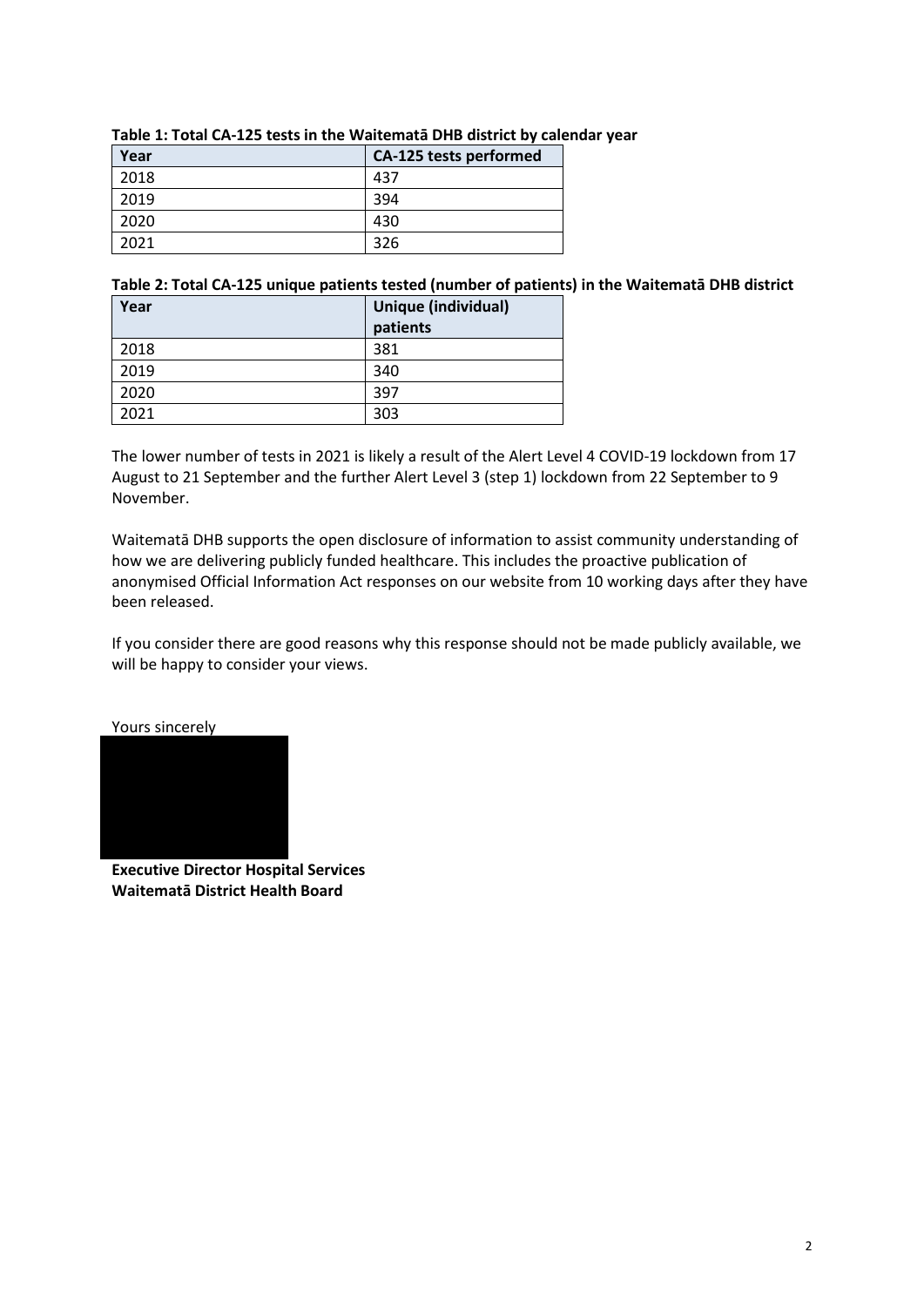**Table 1: Total CA-125 tests in the Waitematā DHB district by calendar year**

| Year | CA-125 tests performed |
|---|---|
| 2018 | 437 |
| 2019 | 394 |
| 2020 | 430 |
| 2021 | 326 |

**Table 2: Total CA-125 unique patients tested (number of patients) in the Waitematā DHB district**

| Year | Unique (individual) patients |
|---|---|
| 2018 | 381 |
| 2019 | 340 |
| 2020 | 397 |
| 2021 | 303 |

The lower number of tests in 2021 is likely a result of the Alert Level 4 COVID-19 lockdown from 17 August to 21 September and the further Alert Level 3 (step 1) lockdown from 22 September to 9 November.

Waitematā DHB supports the open disclosure of information to assist community understanding of how we are delivering publicly funded healthcare. This includes the proactive publication of anonymised Official Information Act responses on our website from 10 working days after they have been released.

If you consider there are good reasons why this response should not be made publicly available, we will be happy to consider your views.

Yours sincerely

**Executive Director Hospital Services**
**Waitematā District Health Board**